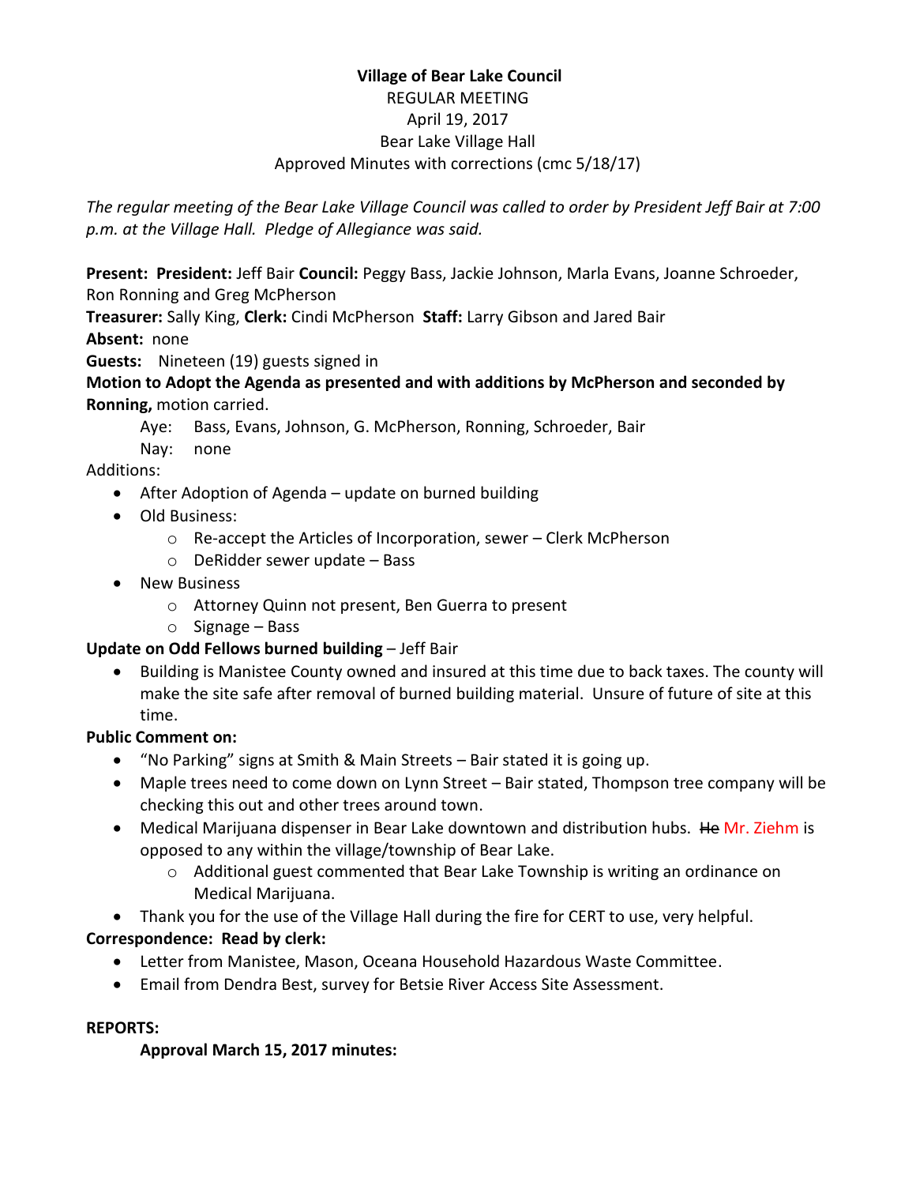**Village of Bear Lake Council**
REGULAR MEETING
April 19, 2017
Bear Lake Village Hall
Approved Minutes with corrections (cmc 5/18/17)

*The regular meeting of the Bear Lake Village Council was called to order by President Jeff Bair at 7:00 p.m. at the Village Hall. Pledge of Allegiance was said.*

**Present: President:** Jeff Bair **Council:** Peggy Bass, Jackie Johnson, Marla Evans, Joanne Schroeder, Ron Ronning and Greg McPherson
**Treasurer:** Sally King, **Clerk:** Cindi McPherson **Staff:** Larry Gibson and Jared Bair
**Absent:** none
**Guests:** Nineteen (19) guests signed in
**Motion to Adopt the Agenda as presented and with additions by McPherson and seconded by Ronning,** motion carried.

Aye: Bass, Evans, Johnson, G. McPherson, Ronning, Schroeder, Bair
Nay: none

Additions:

- After Adoption of Agenda – update on burned building
- Old Business:
    - Re-accept the Articles of Incorporation, sewer – Clerk McPherson
    - DeRidder sewer update – Bass
- New Business
    - Attorney Quinn not present, Ben Guerra to present
    - Signage – Bass

**Update on Odd Fellows burned building** – Jeff Bair

- Building is Manistee County owned and insured at this time due to back taxes. The county will make the site safe after removal of burned building material. Unsure of future of site at this time.

**Public Comment on:**

- "No Parking" signs at Smith & Main Streets – Bair stated it is going up.
- Maple trees need to come down on Lynn Street – Bair stated, Thompson tree company will be checking this out and other trees around town.
- Medical Marijuana dispenser in Bear Lake downtown and distribution hubs. ~~He~~ Mr. Ziehm is opposed to any within the village/township of Bear Lake.
    - Additional guest commented that Bear Lake Township is writing an ordinance on Medical Marijuana.
- Thank you for the use of the Village Hall during the fire for CERT to use, very helpful.

**Correspondence: Read by clerk:**

- Letter from Manistee, Mason, Oceana Household Hazardous Waste Committee.
- Email from Dendra Best, survey for Betsie River Access Site Assessment.

**REPORTS:**

**Approval March 15, 2017 minutes:**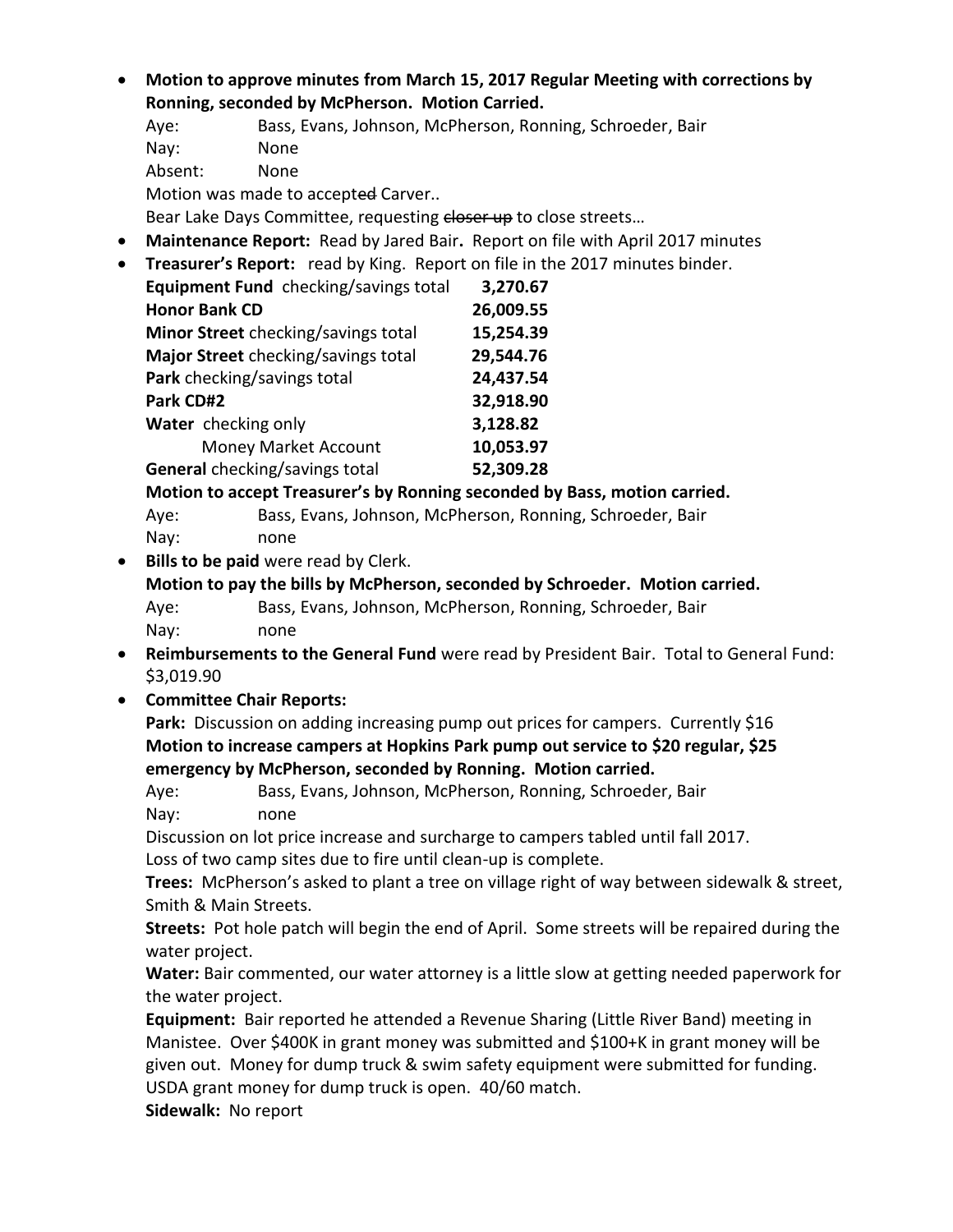- **Motion to approve minutes from March 15, 2017 Regular Meeting with corrections by Ronning, seconded by McPherson. Motion Carried.**

  Aye: Bass, Evans, Johnson, McPherson, Ronning, Schroeder, Bair

  Nay: None

  Absent: None

  Motion was made to accept~~ed~~ Carver..

  Bear Lake Days Committee, requesting ~~closer up~~ to close streets…

- **Maintenance Report:** Read by Jared Bair**.** Report on file with April 2017 minutes
- **Treasurer's Report:** read by King. Report on file in the 2017 minutes binder.

| | |
|---|---|
| **Equipment Fund** checking/savings total | **3,270.67** |
| **Honor Bank CD** | **26,009.55** |
| **Minor Street** checking/savings total | **15,254.39** |
| **Major Street** checking/savings total | **29,544.76** |
| **Park** checking/savings total | **24,437.54** |
| **Park CD#2** | **32,918.90** |
| **Water** checking only | **3,128.82** |
| Money Market Account | **10,053.97** |
| **General** checking/savings total | **52,309.28** |

  **Motion to accept Treasurer's by Ronning seconded by Bass, motion carried.**

  Aye: Bass, Evans, Johnson, McPherson, Ronning, Schroeder, Bair

  Nay: none

- **Bills to be paid** were read by Clerk.

  **Motion to pay the bills by McPherson, seconded by Schroeder. Motion carried.**

  Aye: Bass, Evans, Johnson, McPherson, Ronning, Schroeder, Bair

  Nay: none

- **Reimbursements to the General Fund** were read by President Bair. Total to General Fund: $3,019.90
- **Committee Chair Reports:**

  **Park:** Discussion on adding increasing pump out prices for campers. Currently $16

  **Motion to increase campers at Hopkins Park pump out service to $20 regular, $25 emergency by McPherson, seconded by Ronning. Motion carried.**

  Aye: Bass, Evans, Johnson, McPherson, Ronning, Schroeder, Bair

  Nay: none

  Discussion on lot price increase and surcharge to campers tabled until fall 2017.

  Loss of two camp sites due to fire until clean-up is complete.

  **Trees:** McPherson's asked to plant a tree on village right of way between sidewalk & street, Smith & Main Streets.

  **Streets:** Pot hole patch will begin the end of April. Some streets will be repaired during the water project.

  **Water:** Bair commented, our water attorney is a little slow at getting needed paperwork for the water project.

  **Equipment:** Bair reported he attended a Revenue Sharing (Little River Band) meeting in Manistee. Over $400K in grant money was submitted and $100+K in grant money will be given out. Money for dump truck & swim safety equipment were submitted for funding. USDA grant money for dump truck is open. 40/60 match.

  **Sidewalk:** No report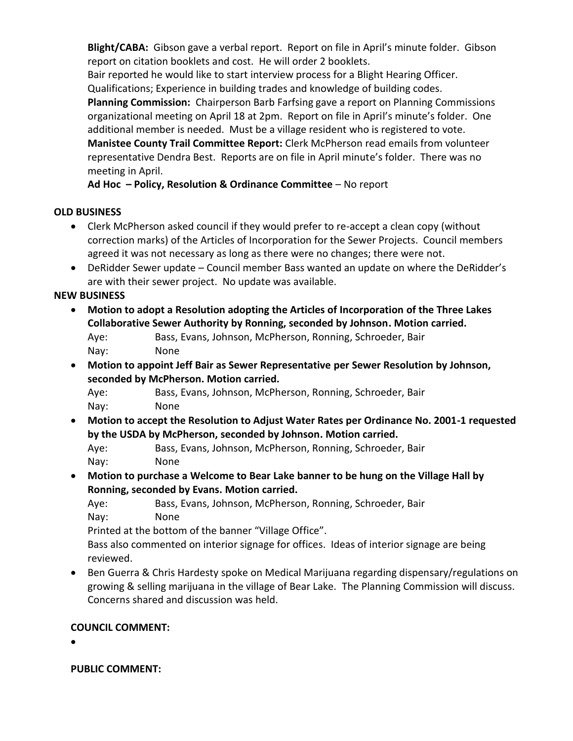**Blight/CABA:** Gibson gave a verbal report. Report on file in April's minute folder. Gibson report on citation booklets and cost. He will order 2 booklets.

Bair reported he would like to start interview process for a Blight Hearing Officer. Qualifications; Experience in building trades and knowledge of building codes.

**Planning Commission:** Chairperson Barb Farfsing gave a report on Planning Commissions organizational meeting on April 18 at 2pm. Report on file in April's minute's folder. One additional member is needed. Must be a village resident who is registered to vote.

**Manistee County Trail Committee Report:** Clerk McPherson read emails from volunteer representative Dendra Best. Reports are on file in April minute's folder. There was no meeting in April.

**Ad Hoc – Policy, Resolution & Ordinance Committee** – No report

**OLD BUSINESS**

- Clerk McPherson asked council if they would prefer to re-accept a clean copy (without correction marks) of the Articles of Incorporation for the Sewer Projects. Council members agreed it was not necessary as long as there were no changes; there were not.
- DeRidder Sewer update – Council member Bass wanted an update on where the DeRidder's are with their sewer project. No update was available.

**NEW BUSINESS**

- **Motion to adopt a Resolution adopting the Articles of Incorporation of the Three Lakes Collaborative Sewer Authority by Ronning, seconded by Johnson. Motion carried.**

  Aye: Bass, Evans, Johnson, McPherson, Ronning, Schroeder, Bair

  Nay: None

- **Motion to appoint Jeff Bair as Sewer Representative per Sewer Resolution by Johnson, seconded by McPherson. Motion carried.**

  Aye: Bass, Evans, Johnson, McPherson, Ronning, Schroeder, Bair

  Nay: None

- **Motion to accept the Resolution to Adjust Water Rates per Ordinance No. 2001-1 requested by the USDA by McPherson, seconded by Johnson. Motion carried.**

  Aye: Bass, Evans, Johnson, McPherson, Ronning, Schroeder, Bair

  Nay: None

- **Motion to purchase a Welcome to Bear Lake banner to be hung on the Village Hall by Ronning, seconded by Evans. Motion carried.**

  Aye: Bass, Evans, Johnson, McPherson, Ronning, Schroeder, Bair

  Nay: None

  Printed at the bottom of the banner "Village Office".

  Bass also commented on interior signage for offices. Ideas of interior signage are being reviewed.

- Ben Guerra & Chris Hardesty spoke on Medical Marijuana regarding dispensary/regulations on growing & selling marijuana in the village of Bear Lake. The Planning Commission will discuss. Concerns shared and discussion was held.

**COUNCIL COMMENT:**

- 

**PUBLIC COMMENT:**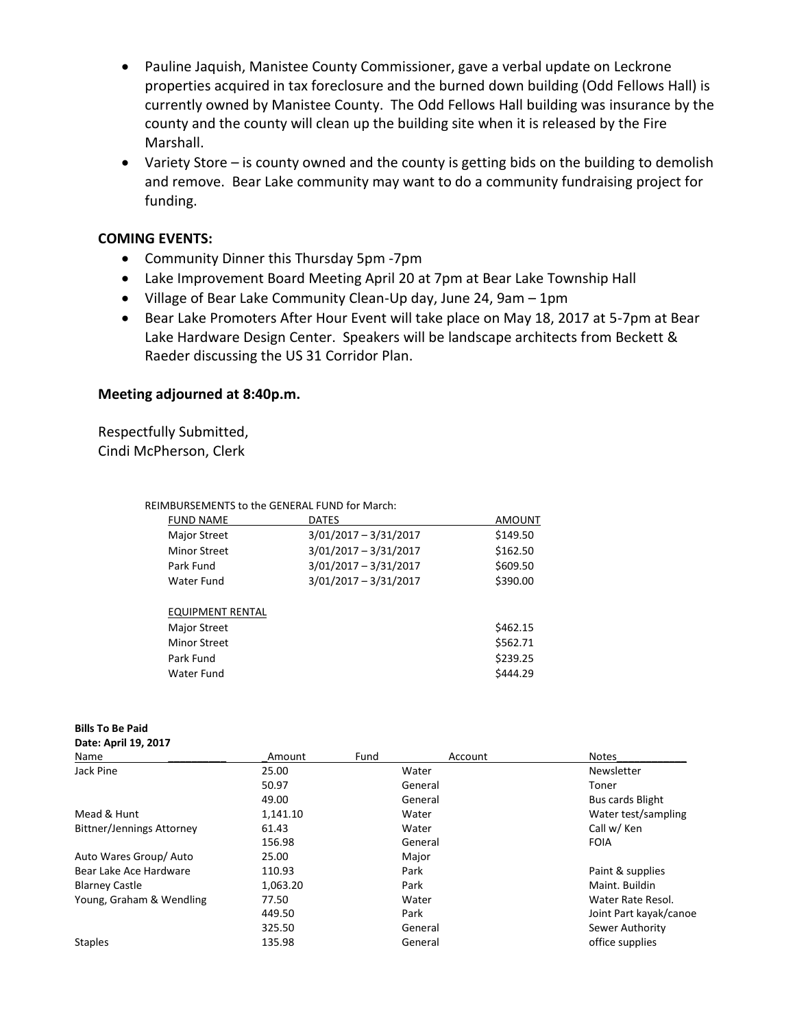- Pauline Jaquish, Manistee County Commissioner, gave a verbal update on Leckrone properties acquired in tax foreclosure and the burned down building (Odd Fellows Hall) is currently owned by Manistee County. The Odd Fellows Hall building was insurance by the county and the county will clean up the building site when it is released by the Fire Marshall.
- Variety Store – is county owned and the county is getting bids on the building to demolish and remove. Bear Lake community may want to do a community fundraising project for funding.

### COMING EVENTS:

- Community Dinner this Thursday 5pm -7pm
- Lake Improvement Board Meeting April 20 at 7pm at Bear Lake Township Hall
- Village of Bear Lake Community Clean-Up day, June 24, 9am – 1pm
- Bear Lake Promoters After Hour Event will take place on May 18, 2017 at 5-7pm at Bear Lake Hardware Design Center. Speakers will be landscape architects from Beckett & Raeder discussing the US 31 Corridor Plan.

### Meeting adjourned at 8:40p.m.

Respectfully Submitted,
Cindi McPherson, Clerk

REIMBURSEMENTS to the GENERAL FUND for March:

| FUND NAME | DATES | AMOUNT |
|---|---|---|
| Major Street | 3/01/2017 – 3/31/2017 | $149.50 |
| Minor Street | 3/01/2017 – 3/31/2017 | $162.50 |
| Park Fund | 3/01/2017 – 3/31/2017 | $609.50 |
| Water Fund | 3/01/2017 – 3/31/2017 | $390.00 |
| EQUIPMENT RENTAL | | |
| Major Street | | $462.15 |
| Minor Street | | $562.71 |
| Park Fund | | $239.25 |
| Water Fund | | $444.29 |

**Bills To Be Paid**
**Date: April 19, 2017**

| Name | Amount | Fund | Account | Notes |
|---|---|---|---|---|
| Jack Pine | 25.00 | Water | | Newsletter |
| | 50.97 | General | | Toner |
| | 49.00 | General | | Bus cards Blight |
| Mead & Hunt | 1,141.10 | Water | | Water test/sampling |
| Bittner/Jennings Attorney | 61.43 | Water | | Call w/ Ken |
| | 156.98 | General | | FOIA |
| Auto Wares Group/ Auto | 25.00 | Major | | |
| Bear Lake Ace Hardware | 110.93 | Park | | Paint & supplies |
| Blarney Castle | 1,063.20 | Park | | Maint. Buildin |
| Young, Graham & Wendling | 77.50 | Water | | Water Rate Resol. |
| | 449.50 | Park | | Joint Part kayak/canoe |
| | 325.50 | General | | Sewer Authority |
| Staples | 135.98 | General | | office supplies |